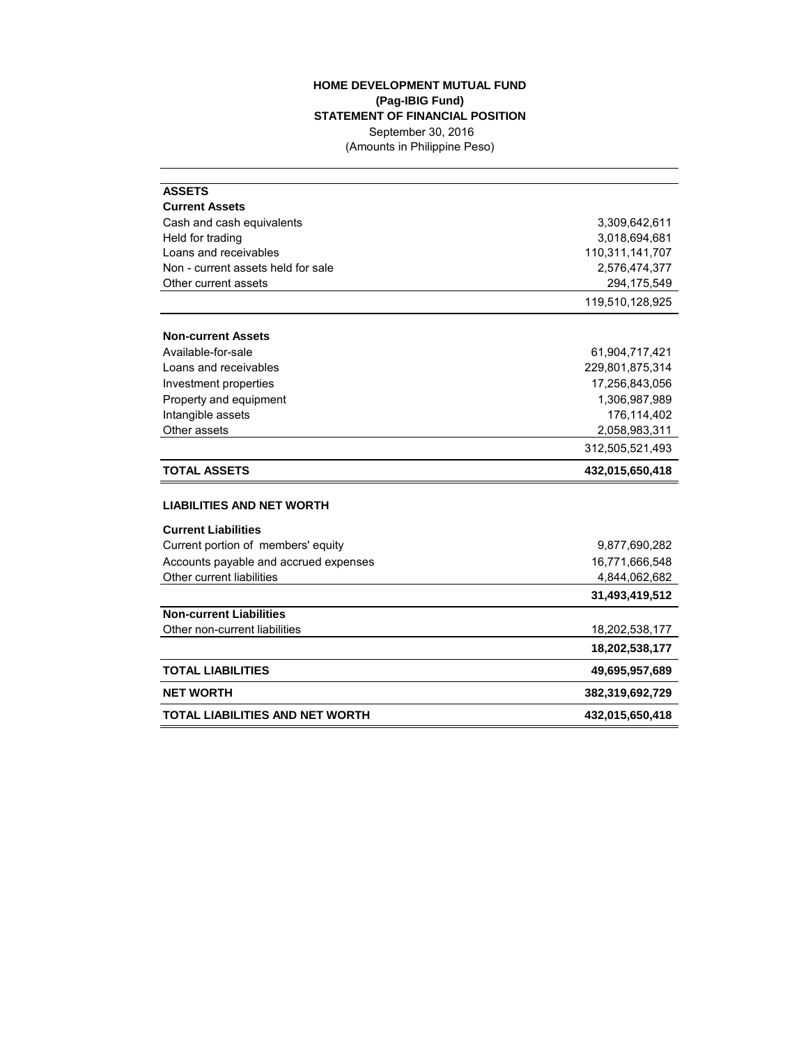# HOME DEVELOPMENT MUTUAL FUND
## (Pag-IBIG Fund)
## STATEMENT OF FINANCIAL POSITION

September 30, 2016

(Amounts in Philippine Peso)

| | |
|---|---:|
| **ASSETS** | |
| **Current Assets** | |
| Cash and cash equivalents | 3,309,642,611 |
| Held for trading | 3,018,694,681 |
| Loans and receivables | 110,311,141,707 |
| Non - current assets held for sale | 2,576,474,377 |
| Other current assets | 294,175,549 |
| | 119,510,128,925 |
| **Non-current Assets** | |
| Available-for-sale | 61,904,717,421 |
| Loans and receivables | 229,801,875,314 |
| Investment properties | 17,256,843,056 |
| Property and equipment | 1,306,987,989 |
| Intangible assets | 176,114,402 |
| Other assets | 2,058,983,311 |
| | 312,505,521,493 |
| **TOTAL ASSETS** | **432,015,650,418** |
| **LIABILITIES AND NET WORTH** | |
| **Current Liabilities** | |
| Current portion of members' equity | 9,877,690,282 |
| Accounts payable and accrued expenses | 16,771,666,548 |
| Other current liabilities | 4,844,062,682 |
| | **31,493,419,512** |
| **Non-current Liabilities** | |
| Other non-current liabilities | 18,202,538,177 |
| | **18,202,538,177** |
| **TOTAL LIABILITIES** | **49,695,957,689** |
| **NET WORTH** | **382,319,692,729** |
| **TOTAL LIABILITIES AND NET WORTH** | **432,015,650,418** |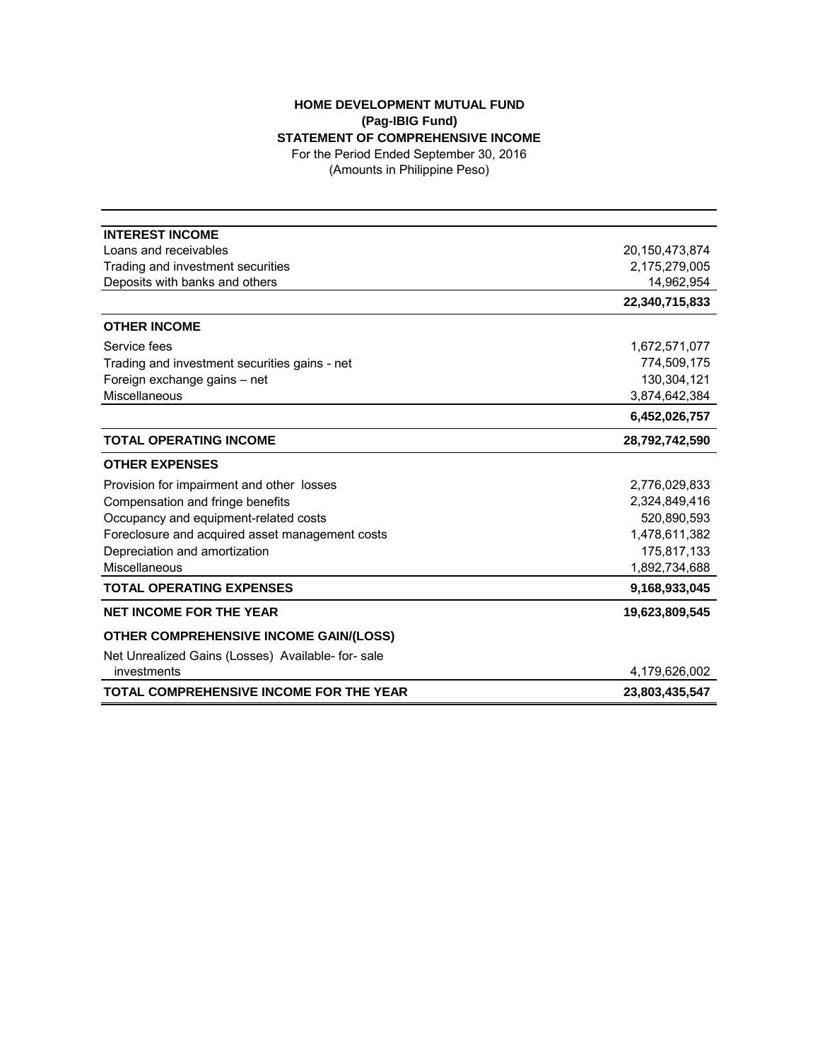# HOME DEVELOPMENT MUTUAL FUND
## (Pag-IBIG Fund)
## STATEMENT OF COMPREHENSIVE INCOME

For the Period Ended September 30, 2016
(Amounts in Philippine Peso)

| | |
|---|---|
| **INTEREST INCOME** | |
| Loans and receivables | 20,150,473,874 |
| Trading and investment securities | 2,175,279,005 |
| Deposits with banks and others | 14,962,954 |
| | **22,340,715,833** |
| **OTHER INCOME** | |
| Service fees | 1,672,571,077 |
| Trading and investment securities gains - net | 774,509,175 |
| Foreign exchange gains – net | 130,304,121 |
| Miscellaneous | 3,874,642,384 |
| | **6,452,026,757** |
| **TOTAL OPERATING INCOME** | **28,792,742,590** |
| **OTHER EXPENSES** | |
| Provision for impairment and other losses | 2,776,029,833 |
| Compensation and fringe benefits | 2,324,849,416 |
| Occupancy and equipment-related costs | 520,890,593 |
| Foreclosure and acquired asset management costs | 1,478,611,382 |
| Depreciation and amortization | 175,817,133 |
| Miscellaneous | 1,892,734,688 |
| **TOTAL OPERATING EXPENSES** | **9,168,933,045** |
| **NET INCOME FOR THE YEAR** | **19,623,809,545** |
| **OTHER COMPREHENSIVE INCOME GAIN/(LOSS)** | |
| Net Unrealized Gains (Losses) Available- for- sale investments | 4,179,626,002 |
| **TOTAL COMPREHENSIVE INCOME FOR THE YEAR** | **23,803,435,547** |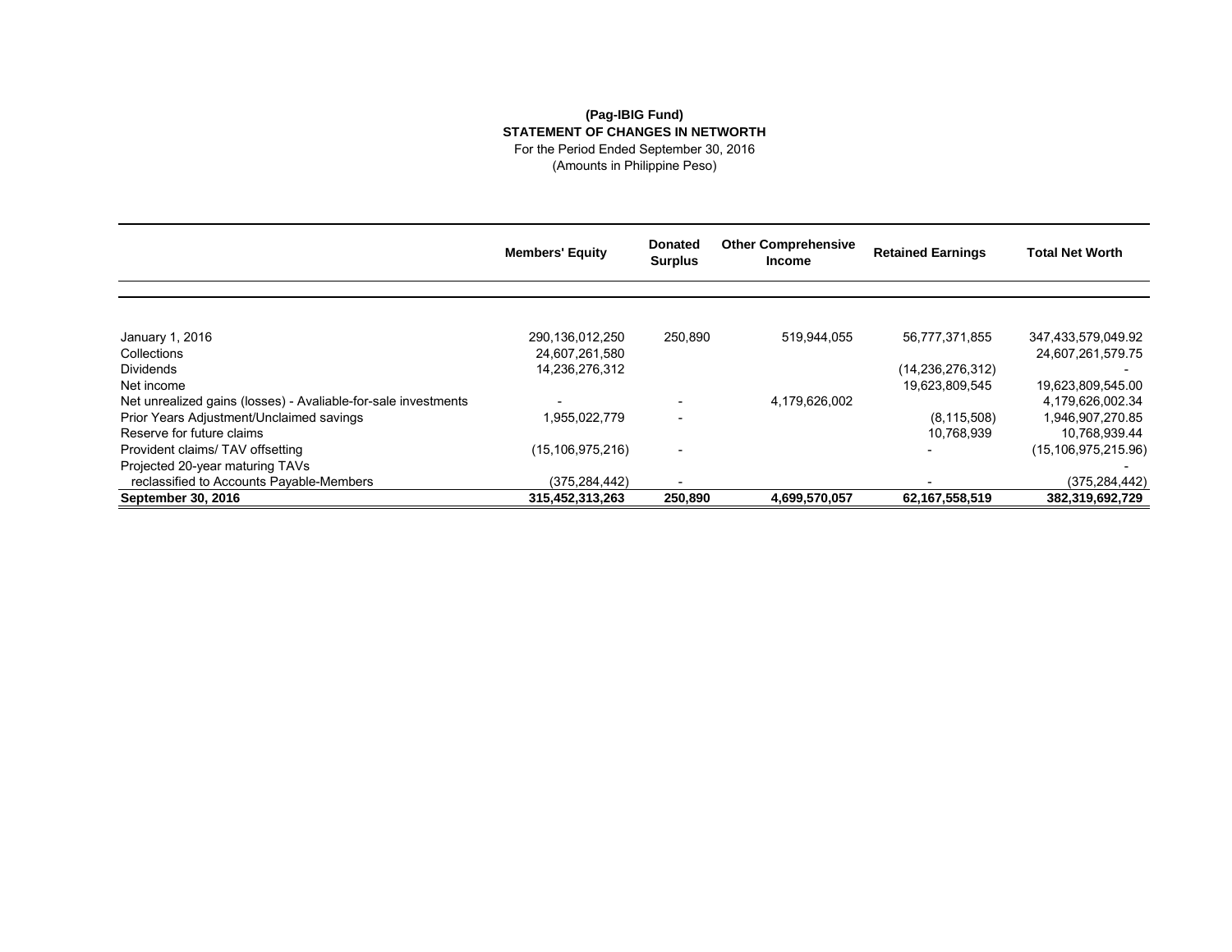**(Pag-IBIG Fund)**
**STATEMENT OF CHANGES IN NETWORTH**
For the Period Ended September 30, 2016
(Amounts in Philippine Peso)

| | Members' Equity | Donated Surplus | Other Comprehensive Income | Retained Earnings | Total Net Worth |
|---|---|---|---|---|---|
| January 1, 2016 | 290,136,012,250 | 250,890 | 519,944,055 | 56,777,371,855 | 347,433,579,049.92 |
| Collections | 24,607,261,580 | | | | 24,607,261,579.75 |
| Dividends | 14,236,276,312 | | | (14,236,276,312) | - |
| Net income | | | | 19,623,809,545 | 19,623,809,545.00 |
| Net unrealized gains (losses) - Avaliable-for-sale investments | - | - | 4,179,626,002 | | 4,179,626,002.34 |
| Prior Years Adjustment/Unclaimed savings | 1,955,022,779 | - | | (8,115,508) | 1,946,907,270.85 |
| Reserve for future claims | | | | 10,768,939 | 10,768,939.44 |
| Provident claims/ TAV offsetting | (15,106,975,216) | - | | - | (15,106,975,215.96) |
| Projected 20-year maturing TAVs | | | | | - |
| reclassified to Accounts Payable-Members | (375,284,442) | - | | - | (375,284,442) |
| **September 30, 2016** | **315,452,313,263** | **250,890** | **4,699,570,057** | **62,167,558,519** | **382,319,692,729** |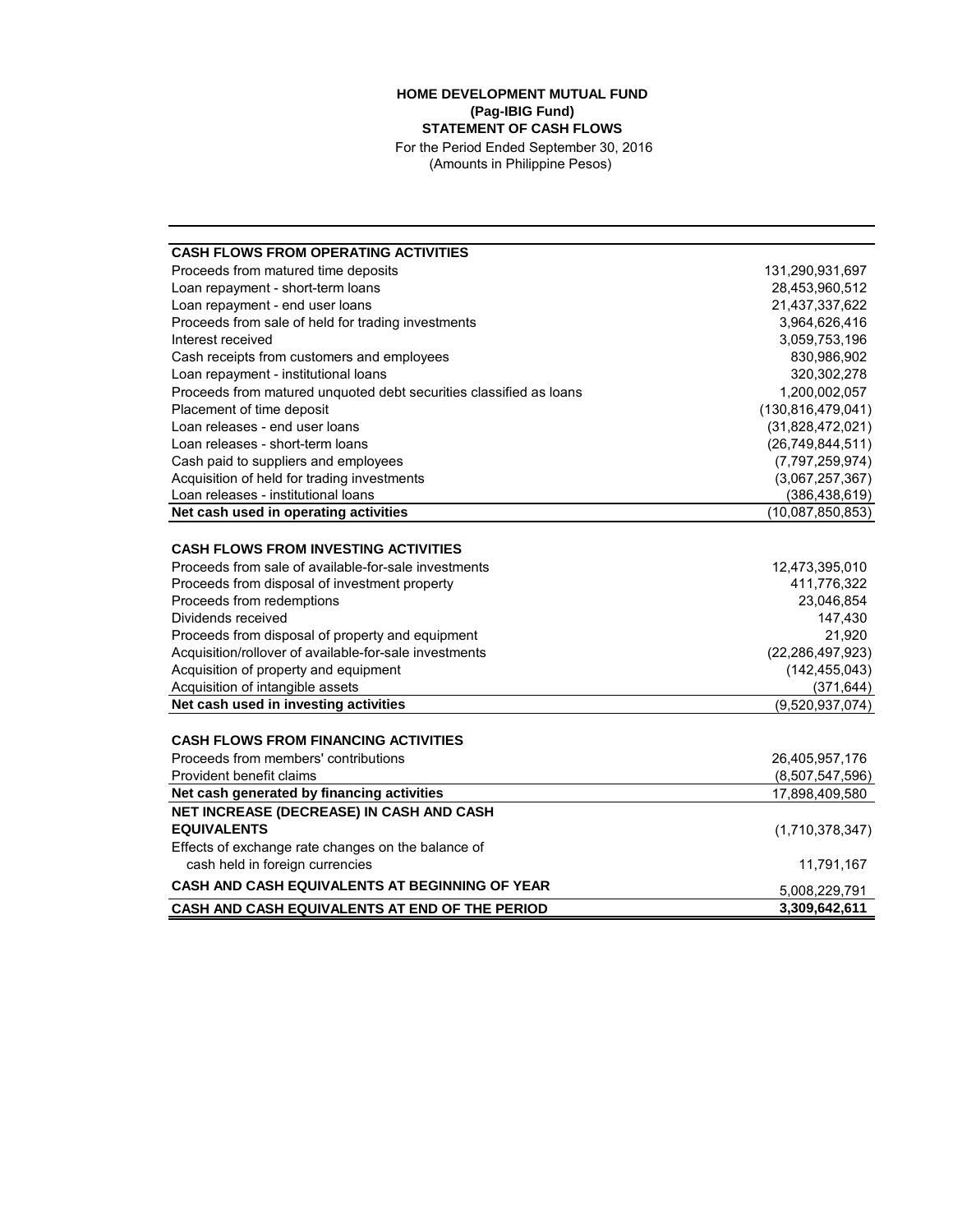**HOME DEVELOPMENT MUTUAL FUND**
**(Pag-IBIG Fund)**
**STATEMENT OF CASH FLOWS**
For the Period Ended September 30, 2016
(Amounts in Philippine Pesos)

| | |
|---|---|
| **CASH FLOWS FROM OPERATING ACTIVITIES** | |
| Proceeds from matured time deposits | 131,290,931,697 |
| Loan repayment - short-term loans | 28,453,960,512 |
| Loan repayment - end user loans | 21,437,337,622 |
| Proceeds from sale of held for trading investments | 3,964,626,416 |
| Interest received | 3,059,753,196 |
| Cash receipts from customers and employees | 830,986,902 |
| Loan repayment - institutional loans | 320,302,278 |
| Proceeds from matured unquoted debt securities classified as loans | 1,200,002,057 |
| Placement of time deposit | (130,816,479,041) |
| Loan releases - end user loans | (31,828,472,021) |
| Loan releases - short-term loans | (26,749,844,511) |
| Cash paid to suppliers and employees | (7,797,259,974) |
| Acquisition of held for trading investments | (3,067,257,367) |
| Loan releases - institutional loans | (386,438,619) |
| **Net cash used in operating activities** | (10,087,850,853) |
| | |
| **CASH FLOWS FROM INVESTING ACTIVITIES** | |
| Proceeds from sale of available-for-sale investments | 12,473,395,010 |
| Proceeds from disposal of investment property | 411,776,322 |
| Proceeds from redemptions | 23,046,854 |
| Dividends received | 147,430 |
| Proceeds from disposal of property and equipment | 21,920 |
| Acquisition/rollover of available-for-sale investments | (22,286,497,923) |
| Acquisition of property and equipment | (142,455,043) |
| Acquisition of intangible assets | (371,644) |
| **Net cash used in investing activities** | (9,520,937,074) |
| | |
| **CASH FLOWS FROM FINANCING ACTIVITIES** | |
| Proceeds from members' contributions | 26,405,957,176 |
| Provident benefit claims | (8,507,547,596) |
| **Net cash generated by financing activities** | 17,898,409,580 |
| **NET INCREASE (DECREASE) IN CASH AND CASH EQUIVALENTS** | (1,710,378,347) |
| Effects of exchange rate changes on the balance of cash held in foreign currencies | 11,791,167 |
| **CASH AND CASH EQUIVALENTS AT BEGINNING OF YEAR** | 5,008,229,791 |
| **CASH AND CASH EQUIVALENTS AT END OF THE PERIOD** | **3,309,642,611** |